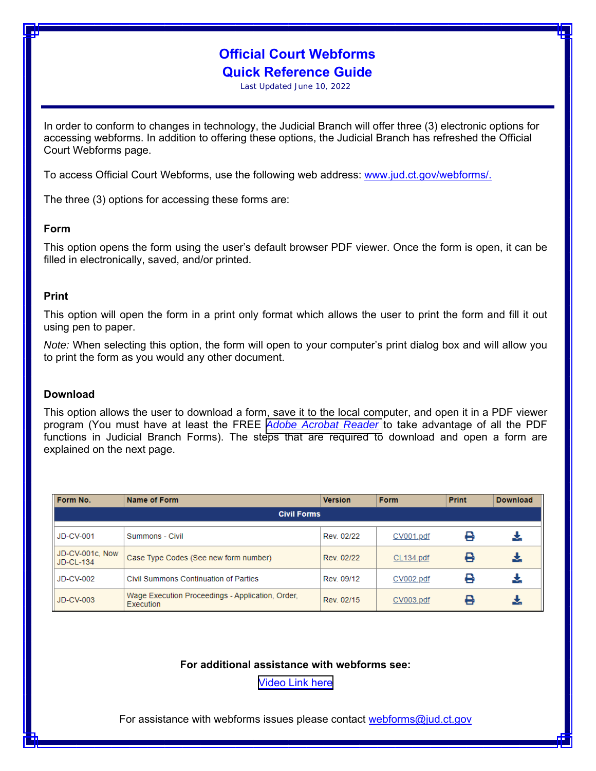# Official Court Webforms
# Quick Reference Guide

Last Updated June 10, 2022

In order to conform to changes in technology, the Judicial Branch will offer three (3) electronic options for accessing webforms. In addition to offering these options, the Judicial Branch has refreshed the Official Court Webforms page.

To access Official Court Webforms, use the following web address: www.jud.ct.gov/webforms/.

The three (3) options for accessing these forms are:

**Form**

This option opens the form using the user's default browser PDF viewer. Once the form is open, it can be filled in electronically, saved, and/or printed.

**Print**

This option will open the form in a print only format which allows the user to print the form and fill it out using pen to paper.

*Note:* When selecting this option, the form will open to your computer's print dialog box and will allow you to print the form as you would any other document.

**Download**

This option allows the user to download a form, save it to the local computer, and open it in a PDF viewer program (You must have at least the FREE *Adobe Acrobat Reader* to take advantage of all the PDF functions in Judicial Branch Forms). The steps that are required to download and open a form are explained on the next page.

| Form No. | Name of Form | Version | Form | Print | Download |
|---|---|---|---|---|---|
| **Civil Forms** | | | | | |
| JD-CV-001 | Summons - Civil | Rev. 02/22 | CV001.pdf | | |
| JD-CV-001c, Now JD-CL-134 | Case Type Codes (See new form number) | Rev. 02/22 | CL134.pdf | | |
| JD-CV-002 | Civil Summons Continuation of Parties | Rev. 09/12 | CV002.pdf | | |
| JD-CV-003 | Wage Execution Proceedings - Application, Order, Execution | Rev. 02/15 | CV003.pdf | | |

**For additional assistance with webforms see:**

Video Link here

For assistance with webforms issues please contact webforms@jud.ct.gov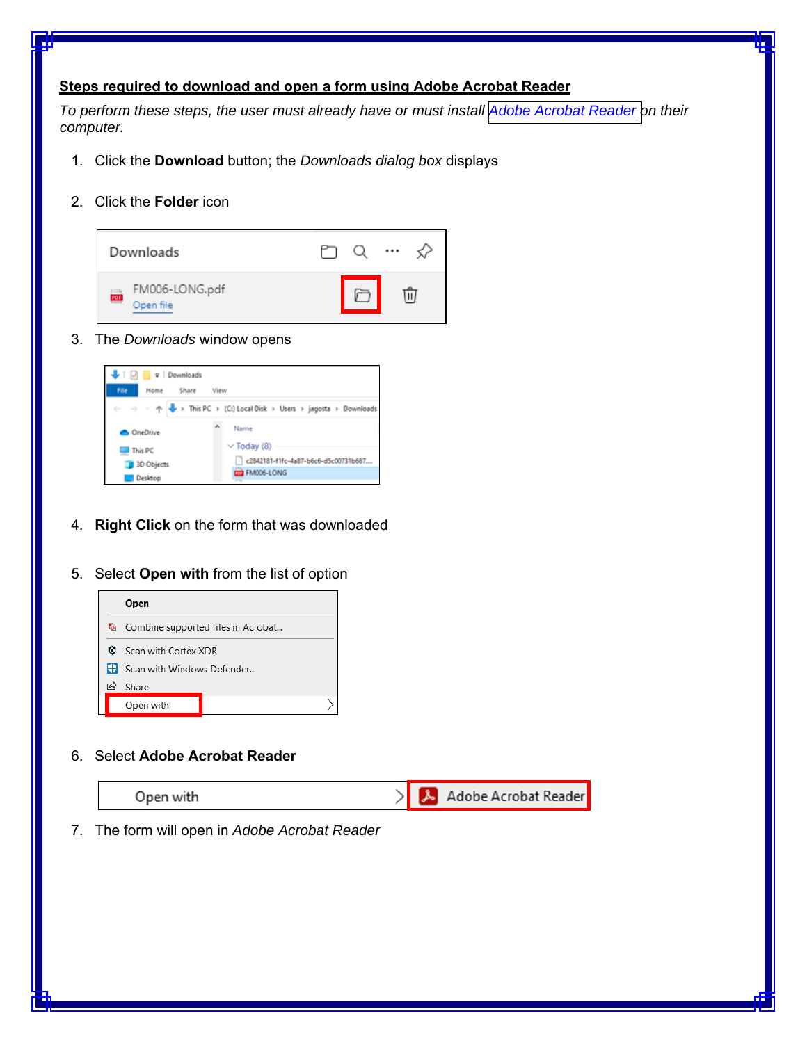**Steps required to download and open a form using Adobe Acrobat Reader**

*To perform these steps, the user must already have or must install* [Adobe Acrobat Reader] *on their computer.*

1. Click the **Download** button; the *Downloads dialog box* displays

2. Click the **Folder** icon

3. The *Downloads* window opens

4. **Right Click** on the form that was downloaded

5. Select **Open with** from the list of option

6. Select **Adobe Acrobat Reader**

7. The form will open in *Adobe Acrobat Reader*